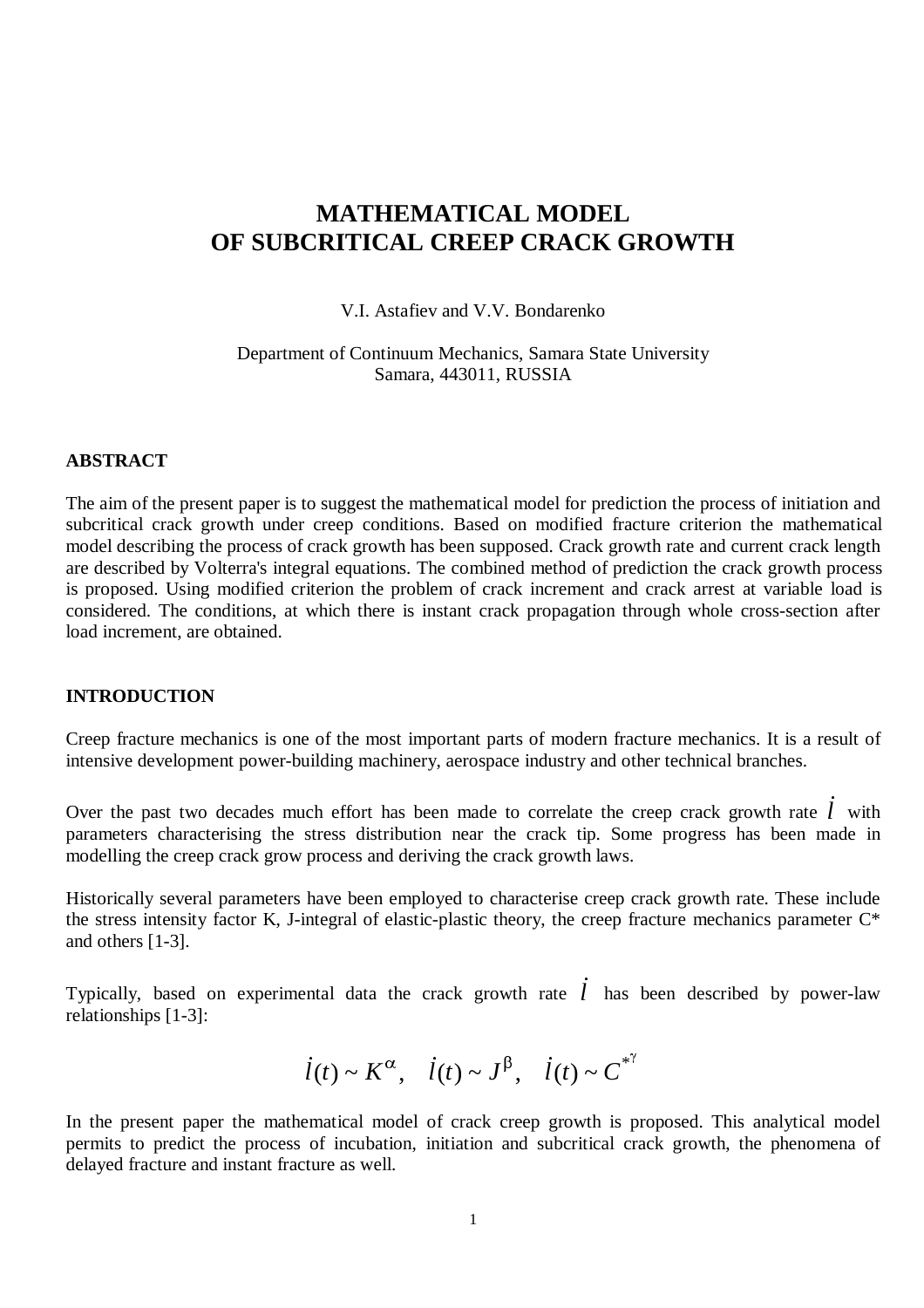# MATHEMATICAL MODEL
# OF SUBCRITICAL CREEP CRACK GROWTH

V.I. Astafiev and V.V. Bondarenko

Department of Continuum Mechanics, Samara State University
Samara, 443011, RUSSIA

## ABSTRACT

The aim of the present paper is to suggest the mathematical model for prediction the process of initiation and subcritical crack growth under creep conditions. Based on modified fracture criterion the mathematical model describing the process of crack growth has been supposed. Crack growth rate and current crack length are described by Volterra's integral equations. The combined method of prediction the crack growth process is proposed. Using modified criterion the problem of crack increment and crack arrest at variable load is considered. The conditions, at which there is instant crack propagation through whole cross-section after load increment, are obtained.

## INTRODUCTION

Creep fracture mechanics is one of the most important parts of modern fracture mechanics. It is a result of intensive development power-building machinery, aerospace industry and other technical branches.

Over the past two decades much effort has been made to correlate the creep crack growth rate $\dot{l}$ with parameters characterising the stress distribution near the crack tip. Some progress has been made in modelling the creep crack grow process and deriving the crack growth laws.

Historically several parameters have been employed to characterise creep crack growth rate. These include the stress intensity factor K, J-integral of elastic-plastic theory, the creep fracture mechanics parameter C* and others [1-3].

Typically, based on experimental data the crack growth rate $\dot{l}$ has been described by power-law relationships [1-3]:

$$\dot{l}(t) \sim K^{\alpha}, \quad \dot{l}(t) \sim J^{\beta}, \quad \dot{l}(t) \sim C^{*^{\gamma}}$$

In the present paper the mathematical model of crack creep growth is proposed. This analytical model permits to predict the process of incubation, initiation and subcritical crack growth, the phenomena of delayed fracture and instant fracture as well.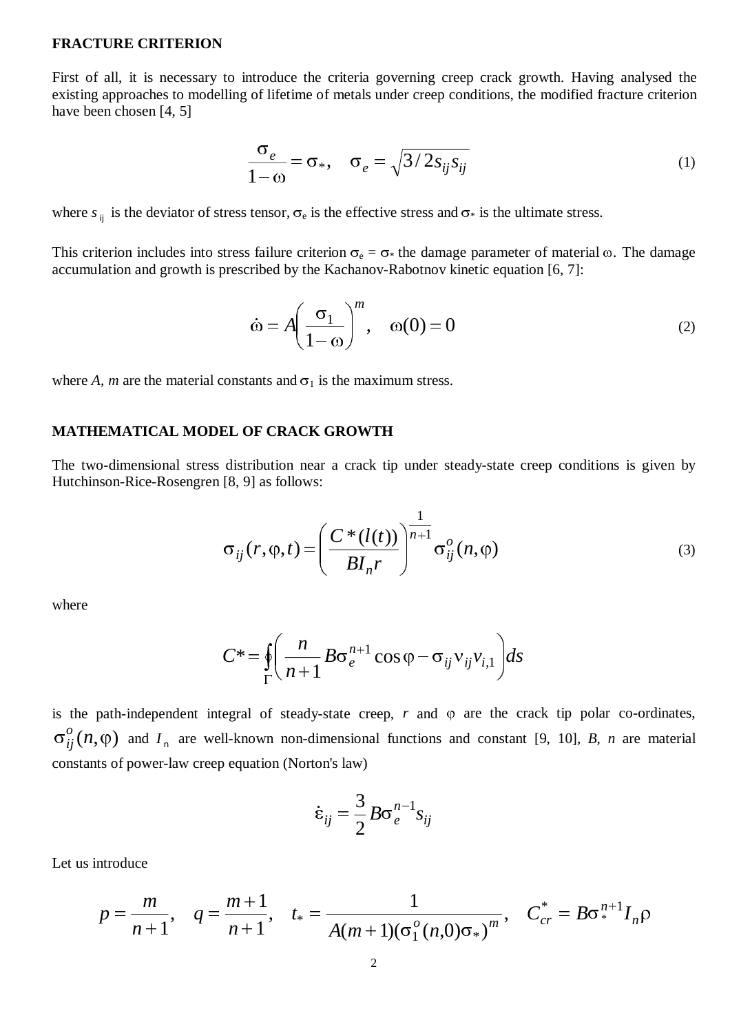## FRACTURE CRITERION

First of all, it is necessary to introduce the criteria governing creep crack growth. Having analysed the existing approaches to modelling of lifetime of metals under creep conditions, the modified fracture criterion have been chosen [4, 5]

$$\frac{\sigma_e}{1-\omega} = \sigma_*, \quad \sigma_e = \sqrt{3/2 s_{ij} s_{ij}} \tag{1}$$

where $s_{ij}$ is the deviator of stress tensor, $\sigma_e$ is the effective stress and $\sigma_*$ is the ultimate stress.

This criterion includes into stress failure criterion $\sigma_e = \sigma_*$ the damage parameter of material $\omega$. The damage accumulation and growth is prescribed by the Kachanov-Rabotnov kinetic equation [6, 7]:

$$\dot{\omega} = A\left(\frac{\sigma_1}{1-\omega}\right)^m, \quad \omega(0) = 0 \tag{2}$$

where $A$, $m$ are the material constants and $\sigma_1$ is the maximum stress.

## MATHEMATICAL MODEL OF CRACK GROWTH

The two-dimensional stress distribution near a crack tip under steady-state creep conditions is given by Hutchinson-Rice-Rosengren [8, 9] as follows:

$$\sigma_{ij}(r,\varphi,t) = \left(\frac{C^*(l(t))}{BI_n r}\right)^{\frac{1}{n+1}} \sigma_{ij}^o(n,\varphi) \tag{3}$$

where

$$C^* = \oint_\Gamma \left(\frac{n}{n+1} B\sigma_e^{n+1}\cos\varphi - \sigma_{ij}\nu_{ij}v_{i,1}\right) ds$$

is the path-independent integral of steady-state creep, $r$ and $\varphi$ are the crack tip polar co-ordinates, $\sigma_{ij}^o(n,\varphi)$ and $I_n$ are well-known non-dimensional functions and constant [9, 10], $B$, $n$ are material constants of power-law creep equation (Norton's law)

$$\dot{\varepsilon}_{ij} = \frac{3}{2} B\sigma_e^{n-1} s_{ij}$$

Let us introduce

$$p = \frac{m}{n+1}, \quad q = \frac{m+1}{n+1}, \quad t_* = \frac{1}{A(m+1)(\sigma_1^o(n,0)\sigma_*)^m}, \quad C_{cr}^* = B\sigma_*^{n+1} I_n \rho$$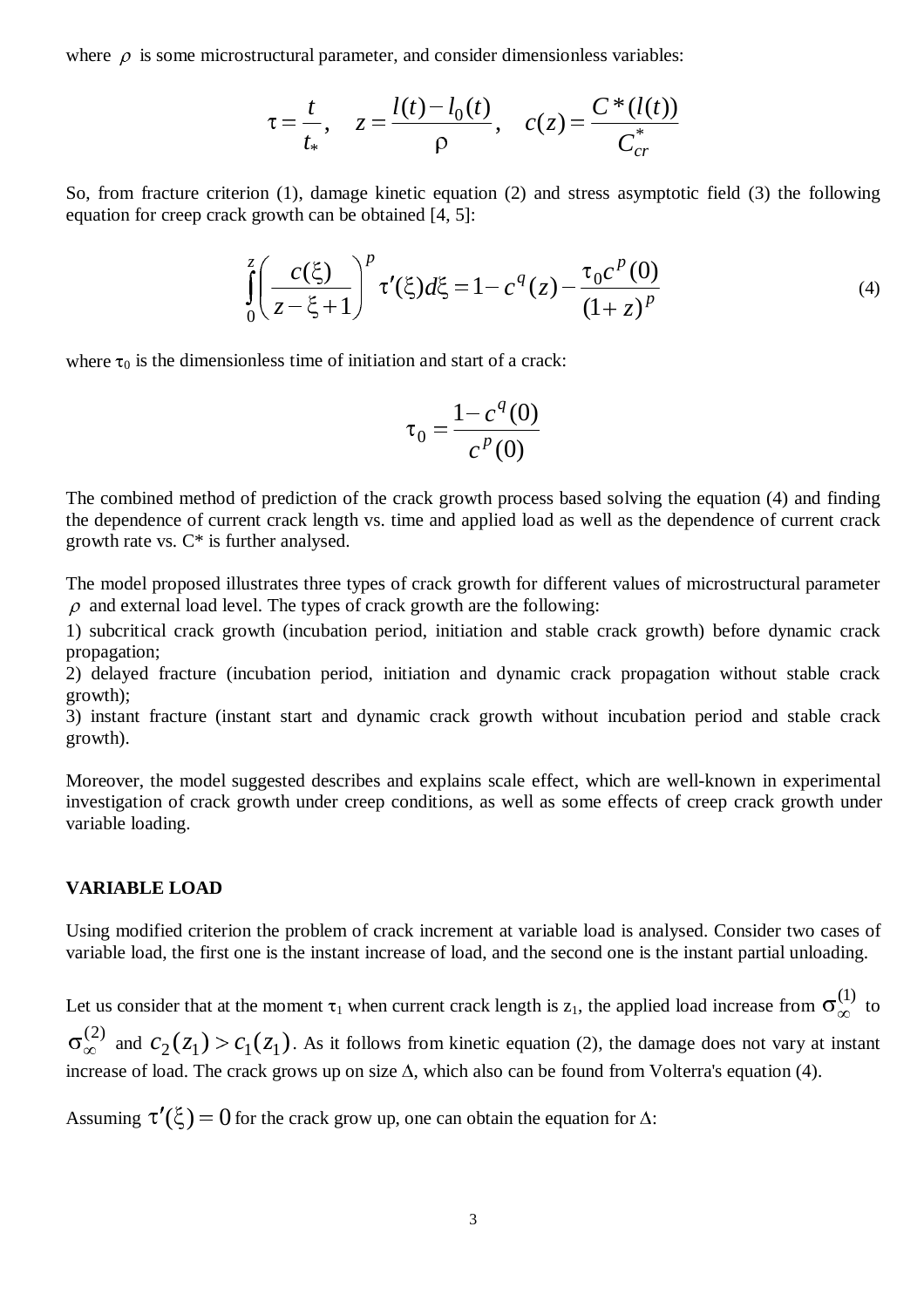where $\rho$ is some microstructural parameter, and consider dimensionless variables:

$$\tau = \frac{t}{t_*}, \quad z = \frac{l(t) - l_0(t)}{\rho}, \quad c(z) = \frac{C^*(l(t))}{C^*_{cr}}$$

So, from fracture criterion (1), damage kinetic equation (2) and stress asymptotic field (3) the following equation for creep crack growth can be obtained [4, 5]:

$$\int_0^z \left( \frac{c(\xi)}{z - \xi + 1} \right)^p \tau'(\xi) d\xi = 1 - c^q(z) - \frac{\tau_0 c^p(0)}{(1+z)^p} \tag{4}$$

where $\tau_0$ is the dimensionless time of initiation and start of a crack:

$$\tau_0 = \frac{1 - c^q(0)}{c^p(0)}$$

The combined method of prediction of the crack growth process based solving the equation (4) and finding the dependence of current crack length vs. time and applied load as well as the dependence of current crack growth rate vs. C* is further analysed.

The model proposed illustrates three types of crack growth for different values of microstructural parameter $\rho$ and external load level. The types of crack growth are the following:

1) subcritical crack growth (incubation period, initiation and stable crack growth) before dynamic crack propagation;
2) delayed fracture (incubation period, initiation and dynamic crack propagation without stable crack growth);
3) instant fracture (instant start and dynamic crack growth without incubation period and stable crack growth).

Moreover, the model suggested describes and explains scale effect, which are well-known in experimental investigation of crack growth under creep conditions, as well as some effects of creep crack growth under variable loading.

## VARIABLE LOAD

Using modified criterion the problem of crack increment at variable load is analysed. Consider two cases of variable load, the first one is the instant increase of load, and the second one is the instant partial unloading.

Let us consider that at the moment $\tau_1$ when current crack length is $z_1$, the applied load increase from $\sigma_\infty^{(1)}$ to $\sigma_\infty^{(2)}$ and $c_2(z_1) > c_1(z_1)$. As it follows from kinetic equation (2), the damage does not vary at instant increase of load. The crack grows up on size $\Delta$, which also can be found from Volterra's equation (4).

Assuming $\tau'(\xi) = 0$ for the crack grow up, one can obtain the equation for $\Delta$: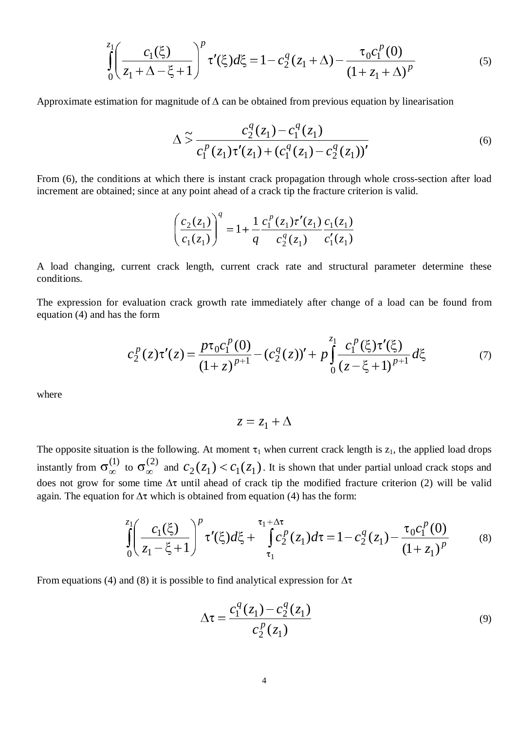$$\int_{0}^{z_1}\left(\frac{c_1(\xi)}{z_1+\Delta-\xi+1}\right)^p \tau'(\xi)d\xi = 1 - c_2^q(z_1+\Delta) - \frac{\tau_0 c_1^p(0)}{(1+z_1+\Delta)^p} \tag{5}$$

Approximate estimation for magnitude of $\Delta$ can be obtained from previous equation by linearisation

$$\Delta \mathrel{\tilde{>}} \frac{c_2^q(z_1) - c_1^q(z_1)}{c_1^p(z_1)\tau'(z_1) + (c_1^q(z_1) - c_2^q(z_1))'} \tag{6}$$

From (6), the conditions at which there is instant crack propagation through whole cross-section after load increment are obtained; since at any point ahead of a crack tip the fracture criterion is valid.

$$\left(\frac{c_2(z_1)}{c_1(z_1)}\right)^q = 1 + \frac{1}{q}\frac{c_1^p(z_1)\tau'(z_1)}{c_2^q(z_1)}\frac{c_1(z_1)}{c_1'(z_1)}$$

A load changing, current crack length, current crack rate and structural parameter determine these conditions.

The expression for evaluation crack growth rate immediately after change of a load can be found from equation (4) and has the form

$$c_2^p(z)\tau'(z) = \frac{p\tau_0 c_1^p(0)}{(1+z)^{p+1}} - (c_2^q(z))' + p\int_{0}^{z_1}\frac{c_1^p(\xi)\tau'(\xi)}{(z-\xi+1)^{p+1}}d\xi \tag{7}$$

where

$$z = z_1 + \Delta$$

The opposite situation is the following. At moment $\tau_1$ when current crack length is $z_1$, the applied load drops instantly from $\sigma_\infty^{(1)}$ to $\sigma_\infty^{(2)}$ and $c_2(z_1) < c_1(z_1)$. It is shown that under partial unload crack stops and does not grow for some time $\Delta\tau$ until ahead of crack tip the modified fracture criterion (2) will be valid again. The equation for $\Delta\tau$ which is obtained from equation (4) has the form:

$$\int_{0}^{z_1}\left(\frac{c_1(\xi)}{z_1-\xi+1}\right)^p \tau'(\xi)d\xi + \int_{\tau_1}^{\tau_1+\Delta\tau} c_2^p(z_1)d\tau = 1 - c_2^q(z_1) - \frac{\tau_0 c_1^p(0)}{(1+z_1)^p} \tag{8}$$

From equations (4) and (8) it is possible to find analytical expression for $\Delta\tau$

$$\Delta\tau = \frac{c_1^q(z_1) - c_2^q(z_1)}{c_2^p(z_1)} \tag{9}$$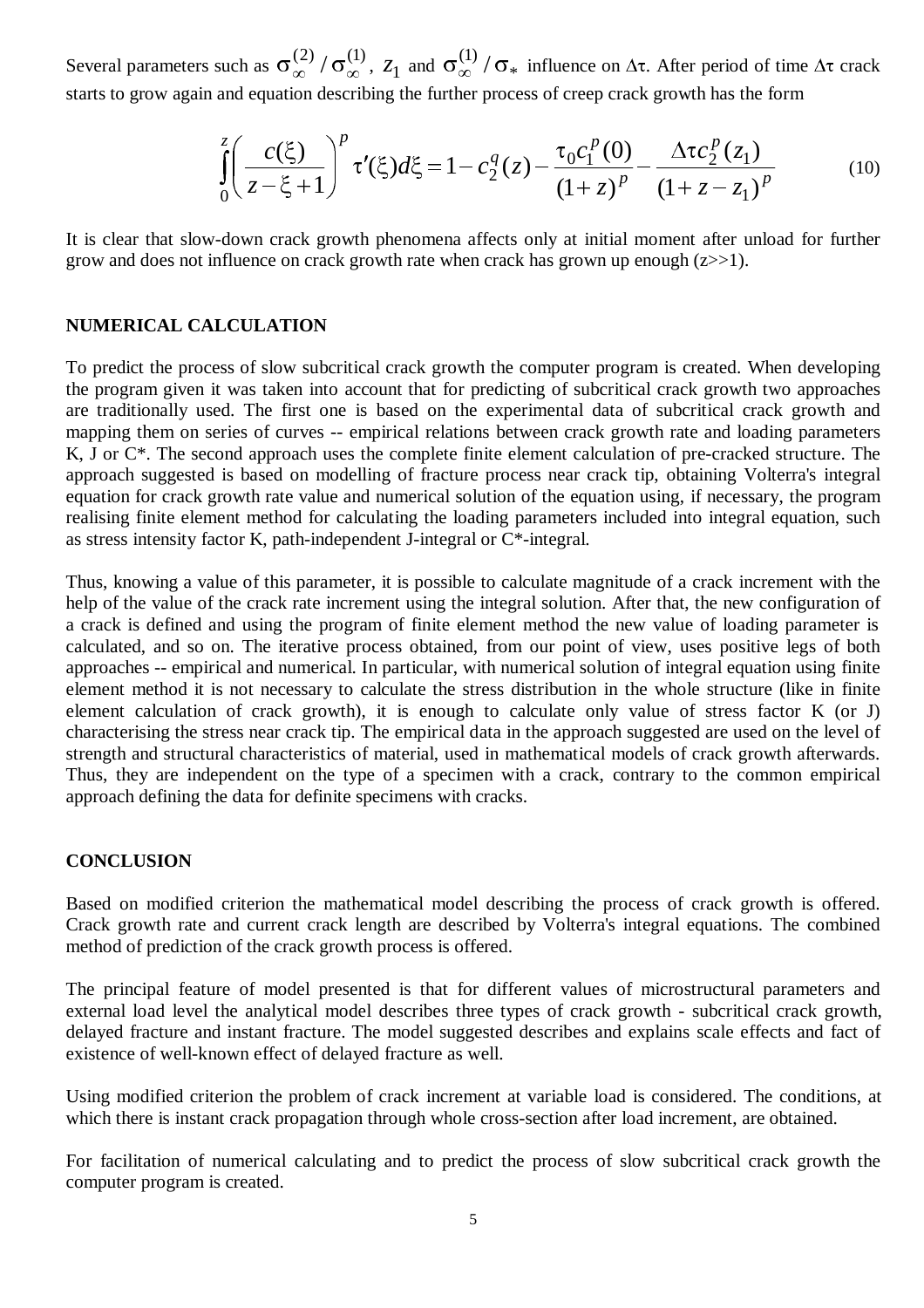Several parameters such as $\sigma_\infty^{(2)} / \sigma_\infty^{(1)}$, $z_1$ and $\sigma_\infty^{(1)} / \sigma_*$ influence on $\Delta\tau$. After period of time $\Delta\tau$ crack starts to grow again and equation describing the further process of creep crack growth has the form

$$\int_0^z \left( \frac{c(\xi)}{z-\xi+1} \right)^p \tau'(\xi) d\xi = 1 - c_2^q(z) - \frac{\tau_0 c_1^p(0)}{(1+z)^p} - \frac{\Delta\tau c_2^p(z_1)}{(1+z-z_1)^p} \tag{10}$$

It is clear that slow-down crack growth phenomena affects only at initial moment after unload for further grow and does not influence on crack growth rate when crack has grown up enough ($z>>1$).

## NUMERICAL CALCULATION

To predict the process of slow subcritical crack growth the computer program is created. When developing the program given it was taken into account that for predicting of subcritical crack growth two approaches are traditionally used. The first one is based on the experimental data of subcritical crack growth and mapping them on series of curves -- empirical relations between crack growth rate and loading parameters K, J or C*. The second approach uses the complete finite element calculation of pre-cracked structure. The approach suggested is based on modelling of fracture process near crack tip, obtaining Volterra's integral equation for crack growth rate value and numerical solution of the equation using, if necessary, the program realising finite element method for calculating the loading parameters included into integral equation, such as stress intensity factor K, path-independent J-integral or C*-integral.

Thus, knowing a value of this parameter, it is possible to calculate magnitude of a crack increment with the help of the value of the crack rate increment using the integral solution. After that, the new configuration of a crack is defined and using the program of finite element method the new value of loading parameter is calculated, and so on. The iterative process obtained, from our point of view, uses positive legs of both approaches -- empirical and numerical. In particular, with numerical solution of integral equation using finite element method it is not necessary to calculate the stress distribution in the whole structure (like in finite element calculation of crack growth), it is enough to calculate only value of stress factor K (or J) characterising the stress near crack tip. The empirical data in the approach suggested are used on the level of strength and structural characteristics of material, used in mathematical models of crack growth afterwards. Thus, they are independent on the type of a specimen with a crack, contrary to the common empirical approach defining the data for definite specimens with cracks.

## CONCLUSION

Based on modified criterion the mathematical model describing the process of crack growth is offered. Crack growth rate and current crack length are described by Volterra's integral equations. The combined method of prediction of the crack growth process is offered.

The principal feature of model presented is that for different values of microstructural parameters and external load level the analytical model describes three types of crack growth - subcritical crack growth, delayed fracture and instant fracture. The model suggested describes and explains scale effects and fact of existence of well-known effect of delayed fracture as well.

Using modified criterion the problem of crack increment at variable load is considered. The conditions, at which there is instant crack propagation through whole cross-section after load increment, are obtained.

For facilitation of numerical calculating and to predict the process of slow subcritical crack growth the computer program is created.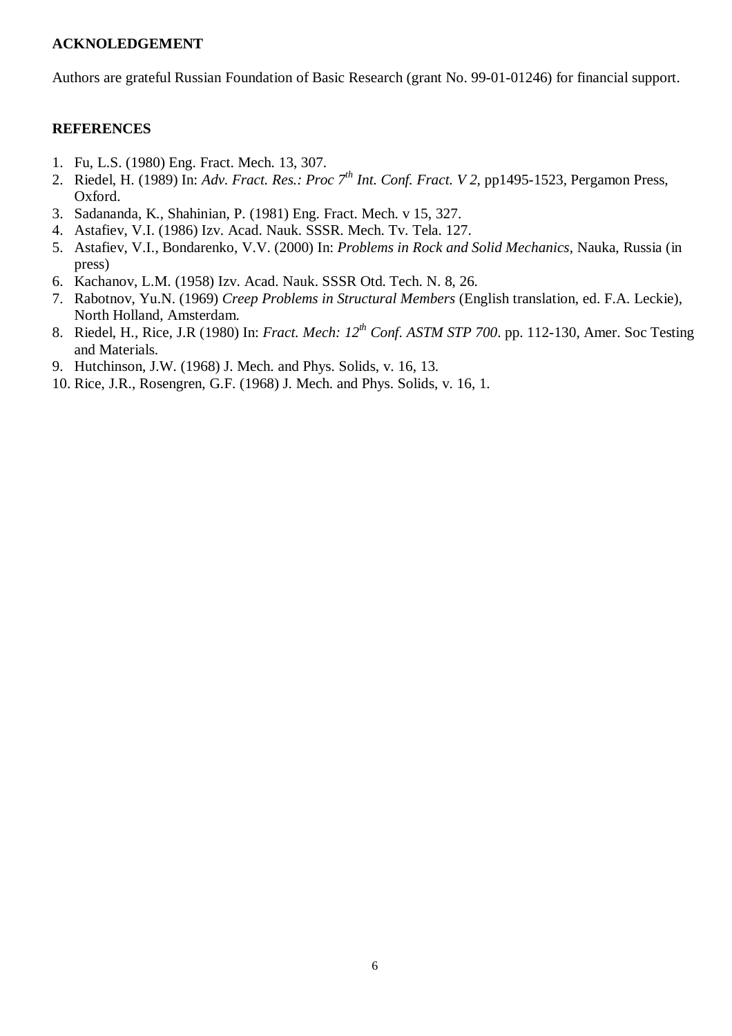## ACKNOLEDGEMENT

Authors are grateful Russian Foundation of Basic Research (grant No. 99-01-01246) for financial support.

## REFERENCES

1. Fu, L.S. (1980) Eng. Fract. Mech. 13, 307.
2. Riedel, H. (1989) In: *Adv. Fract. Res.: Proc 7th Int. Conf. Fract. V 2,* pp1495-1523, Pergamon Press, Oxford.
3. Sadananda, K., Shahinian, P. (1981) Eng. Fract. Mech. v 15, 327.
4. Astafiev, V.I. (1986) Izv. Acad. Nauk. SSSR. Mech. Tv. Tela. 127.
5. Astafiev, V.I., Bondarenko, V.V. (2000) In: *Problems in Rock and Solid Mechanics*, Nauka, Russia (in press)
6. Kachanov, L.M. (1958) Izv. Acad. Nauk. SSSR Otd. Tech. N. 8, 26.
7. Rabotnov, Yu.N. (1969) *Creep Problems in Structural Members* (English translation, ed. F.A. Leckie), North Holland, Amsterdam.
8. Riedel, H., Rice, J.R (1980) In: *Fract. Mech: 12th Conf. ASTM STP 700*. pp. 112-130, Amer. Soc Testing and Materials.
9. Hutchinson, J.W. (1968) J. Mech. and Phys. Solids, v. 16, 13.
10. Rice, J.R., Rosengren, G.F. (1968) J. Mech. and Phys. Solids, v. 16, 1.